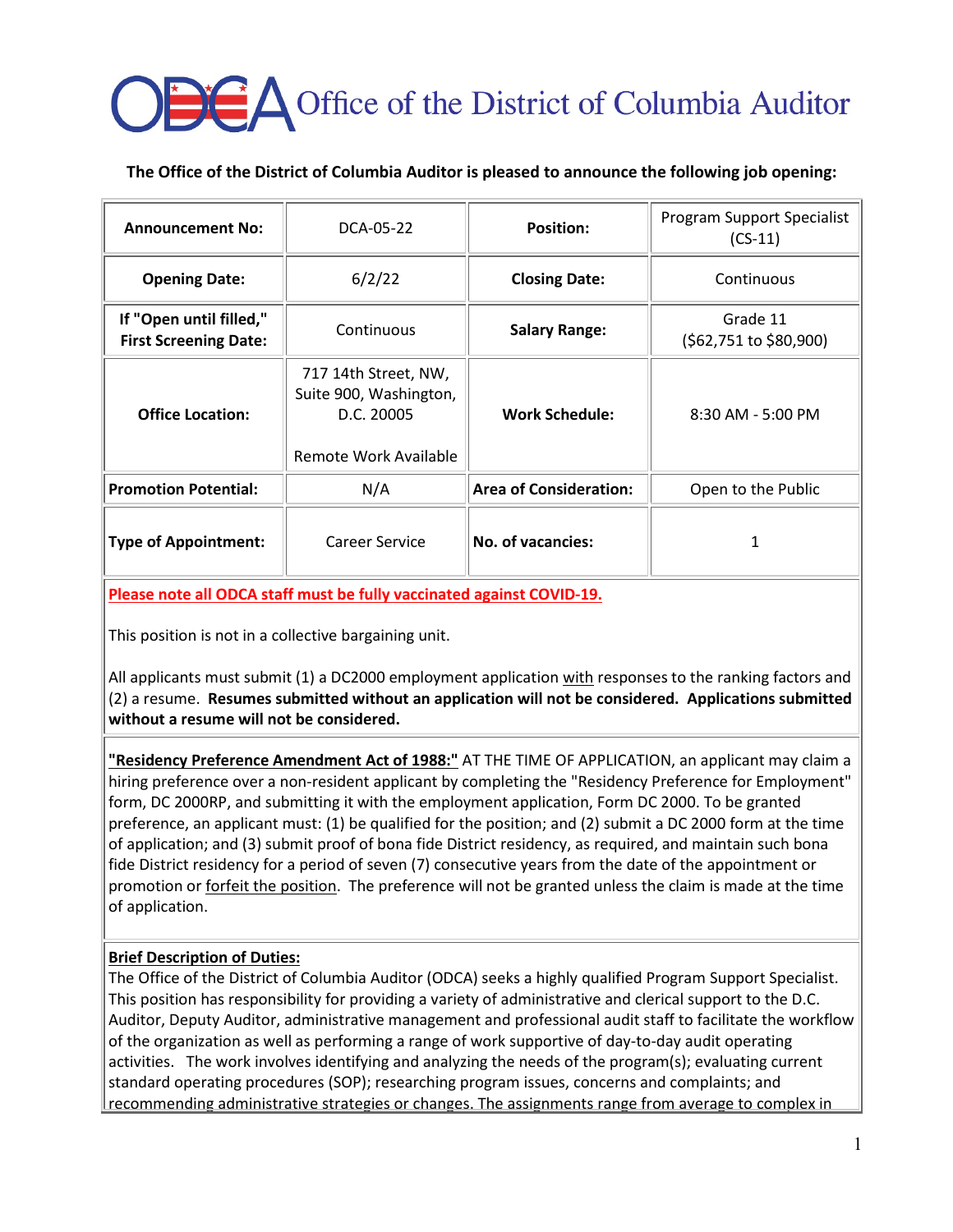# Office of the District of Columbia Auditor

**The Office of the District of Columbia Auditor is pleased to announce the following job opening:**

| **Announcement No:** | DCA-05-22 | **Position:** | Program Support Specialist (CS-11) |
|---|---|---|---|
| **Opening Date:** | 6/2/22 | **Closing Date:** | Continuous |
| **If "Open until filled," First Screening Date:** | Continuous | **Salary Range:** | Grade 11 ($62,751 to $80,900) |
| **Office Location:** | 717 14th Street, NW, Suite 900, Washington, D.C. 20005<br><br>Remote Work Available | **Work Schedule:** | 8:30 AM - 5:00 PM |
| **Promotion Potential:** | N/A | **Area of Consideration:** | Open to the Public |
| **Type of Appointment:** | Career Service | **No. of vacancies:** | 1 |

**Please note all ODCA staff must be fully vaccinated against COVID-19.**

This position is not in a collective bargaining unit.

All applicants must submit (1) a DC2000 employment application with responses to the ranking factors and (2) a resume. **Resumes submitted without an application will not be considered. Applications submitted without a resume will not be considered.**

**"Residency Preference Amendment Act of 1988:"** AT THE TIME OF APPLICATION, an applicant may claim a hiring preference over a non-resident applicant by completing the "Residency Preference for Employment" form, DC 2000RP, and submitting it with the employment application, Form DC 2000. To be granted preference, an applicant must: (1) be qualified for the position; and (2) submit a DC 2000 form at the time of application; and (3) submit proof of bona fide District residency, as required, and maintain such bona fide District residency for a period of seven (7) consecutive years from the date of the appointment or promotion or forfeit the position. The preference will not be granted unless the claim is made at the time of application.

**Brief Description of Duties:**

The Office of the District of Columbia Auditor (ODCA) seeks a highly qualified Program Support Specialist. This position has responsibility for providing a variety of administrative and clerical support to the D.C. Auditor, Deputy Auditor, administrative management and professional audit staff to facilitate the workflow of the organization as well as performing a range of work supportive of day-to-day audit operating activities. The work involves identifying and analyzing the needs of the program(s); evaluating current standard operating procedures (SOP); researching program issues, concerns and complaints; and recommending administrative strategies or changes. The assignments range from average to complex in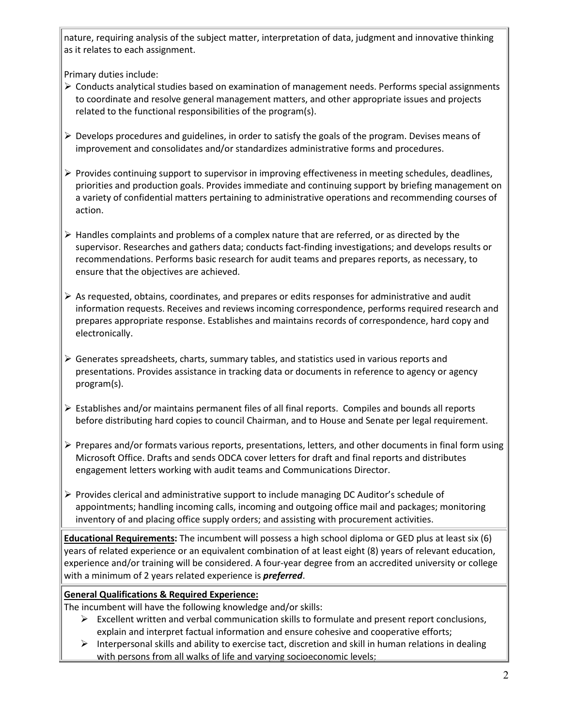nature, requiring analysis of the subject matter, interpretation of data, judgment and innovative thinking as it relates to each assignment.

Primary duties include:

- Conducts analytical studies based on examination of management needs. Performs special assignments to coordinate and resolve general management matters, and other appropriate issues and projects related to the functional responsibilities of the program(s).

- Develops procedures and guidelines, in order to satisfy the goals of the program. Devises means of improvement and consolidates and/or standardizes administrative forms and procedures.

- Provides continuing support to supervisor in improving effectiveness in meeting schedules, deadlines, priorities and production goals. Provides immediate and continuing support by briefing management on a variety of confidential matters pertaining to administrative operations and recommending courses of action.

- Handles complaints and problems of a complex nature that are referred, or as directed by the supervisor. Researches and gathers data; conducts fact-finding investigations; and develops results or recommendations. Performs basic research for audit teams and prepares reports, as necessary, to ensure that the objectives are achieved.

- As requested, obtains, coordinates, and prepares or edits responses for administrative and audit information requests. Receives and reviews incoming correspondence, performs required research and prepares appropriate response. Establishes and maintains records of correspondence, hard copy and electronically.

- Generates spreadsheets, charts, summary tables, and statistics used in various reports and presentations. Provides assistance in tracking data or documents in reference to agency or agency program(s).

- Establishes and/or maintains permanent files of all final reports. Compiles and bounds all reports before distributing hard copies to council Chairman, and to House and Senate per legal requirement.

- Prepares and/or formats various reports, presentations, letters, and other documents in final form using Microsoft Office. Drafts and sends ODCA cover letters for draft and final reports and distributes engagement letters working with audit teams and Communications Director.

- Provides clerical and administrative support to include managing DC Auditor's schedule of appointments; handling incoming calls, incoming and outgoing office mail and packages; monitoring inventory of and placing office supply orders; and assisting with procurement activities.

**Educational Requirements:** The incumbent will possess a high school diploma or GED plus at least six (6) years of related experience or an equivalent combination of at least eight (8) years of relevant education, experience and/or training will be considered. A four-year degree from an accredited university or college with a minimum of 2 years related experience is ***preferred***.

**General Qualifications & Required Experience:**

The incumbent will have the following knowledge and/or skills:

- Excellent written and verbal communication skills to formulate and present report conclusions, explain and interpret factual information and ensure cohesive and cooperative efforts;
- Interpersonal skills and ability to exercise tact, discretion and skill in human relations in dealing with persons from all walks of life and varying socioeconomic levels;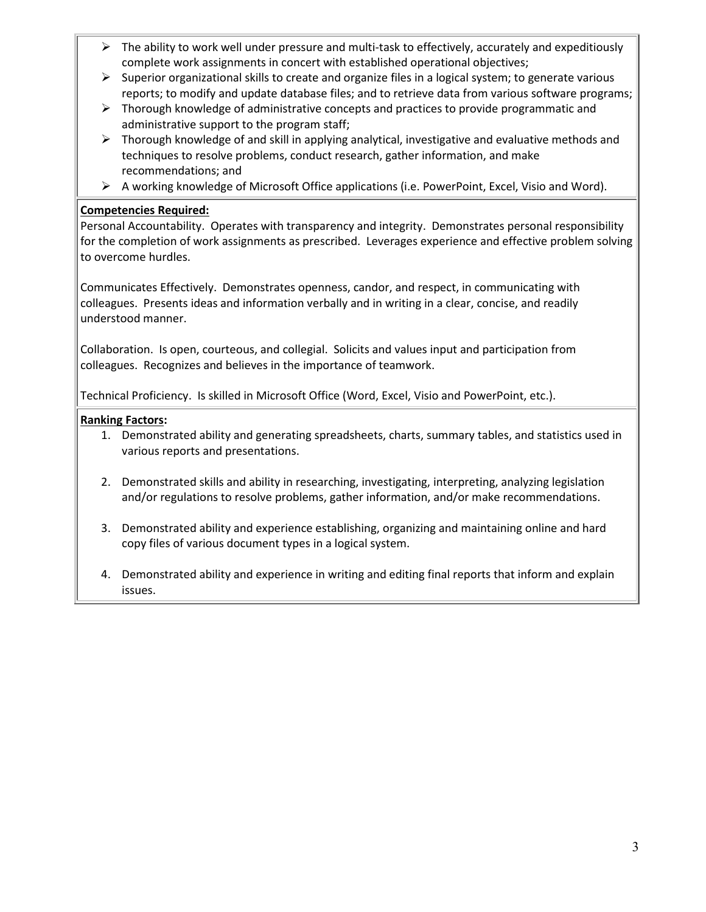- The ability to work well under pressure and multi-task to effectively, accurately and expeditiously complete work assignments in concert with established operational objectives;
- Superior organizational skills to create and organize files in a logical system; to generate various reports; to modify and update database files; and to retrieve data from various software programs;
- Thorough knowledge of administrative concepts and practices to provide programmatic and administrative support to the program staff;
- Thorough knowledge of and skill in applying analytical, investigative and evaluative methods and techniques to resolve problems, conduct research, gather information, and make recommendations; and
- A working knowledge of Microsoft Office applications (i.e. PowerPoint, Excel, Visio and Word).

**Competencies Required:**

Personal Accountability. Operates with transparency and integrity. Demonstrates personal responsibility for the completion of work assignments as prescribed. Leverages experience and effective problem solving to overcome hurdles.

Communicates Effectively. Demonstrates openness, candor, and respect, in communicating with colleagues. Presents ideas and information verbally and in writing in a clear, concise, and readily understood manner.

Collaboration. Is open, courteous, and collegial. Solicits and values input and participation from colleagues. Recognizes and believes in the importance of teamwork.

Technical Proficiency. Is skilled in Microsoft Office (Word, Excel, Visio and PowerPoint, etc.).

**Ranking Factors:**

1. Demonstrated ability and generating spreadsheets, charts, summary tables, and statistics used in various reports and presentations.

2. Demonstrated skills and ability in researching, investigating, interpreting, analyzing legislation and/or regulations to resolve problems, gather information, and/or make recommendations.

3. Demonstrated ability and experience establishing, organizing and maintaining online and hard copy files of various document types in a logical system.

4. Demonstrated ability and experience in writing and editing final reports that inform and explain issues.